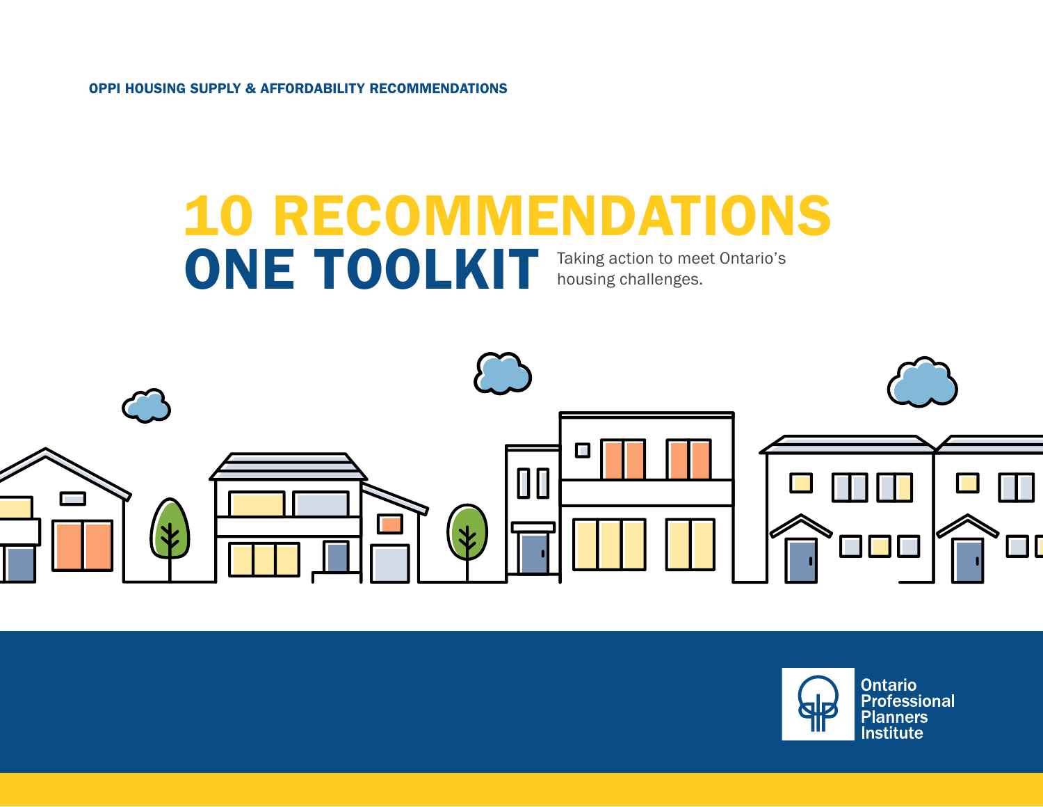OPPI HOUSING SUPPLY & AFFORDABILITY RECOMMENDATIONS

# 10 RECOMMENDATIONS ONE TOOLKIT

Taking action to meet Ontario's housing challenges.

Ontario Professional Planners Institute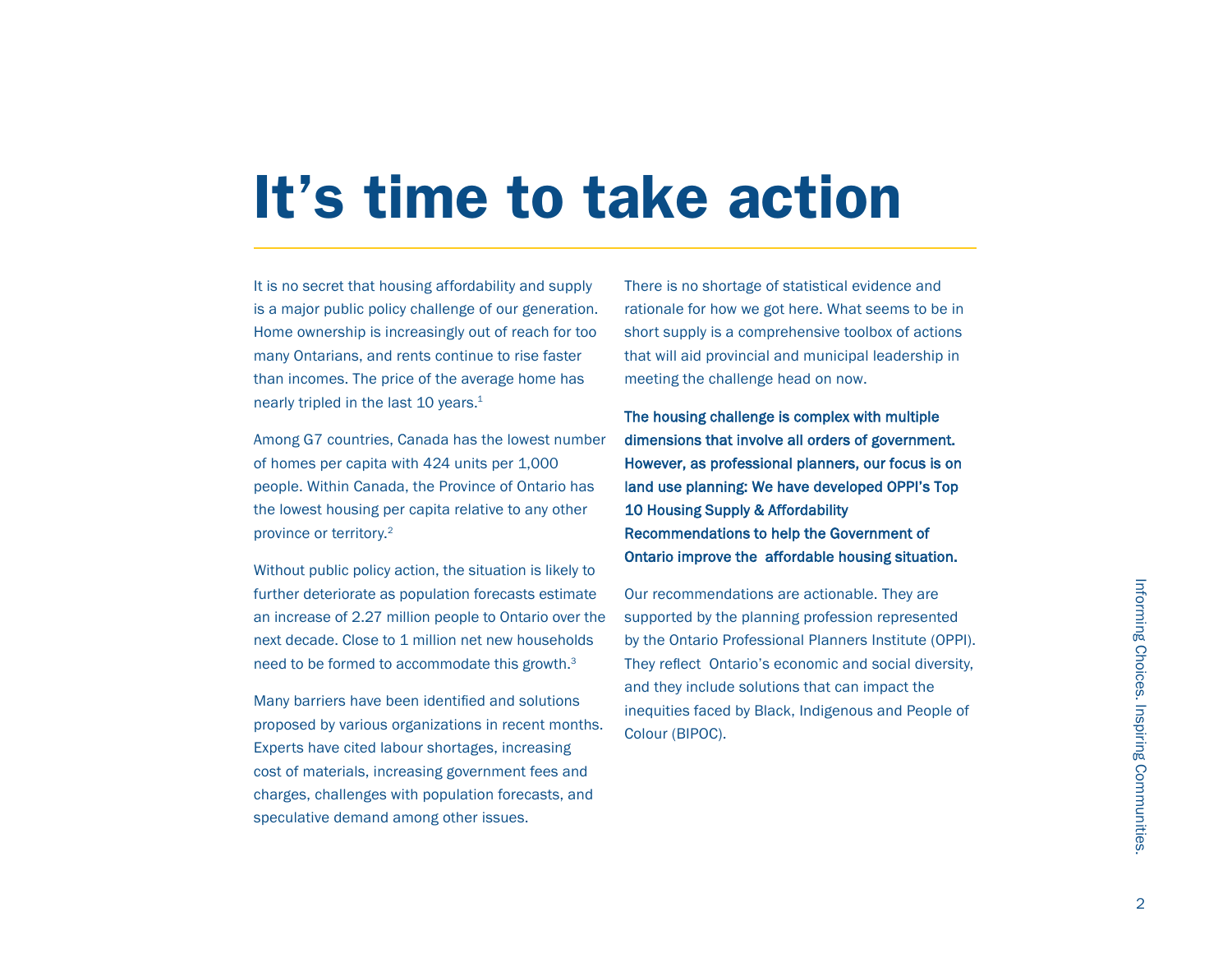# It's time to take action

It is no secret that housing affordability and supply is a major public policy challenge of our generation. Home ownership is increasingly out of reach for too many Ontarians, and rents continue to rise faster than incomes. The price of the average home has nearly tripled in the last 10 years.[1]

Among G7 countries, Canada has the lowest number of homes per capita with 424 units per 1,000 people. Within Canada, the Province of Ontario has the lowest housing per capita relative to any other province or territory.[2]

Without public policy action, the situation is likely to further deteriorate as population forecasts estimate an increase of 2.27 million people to Ontario over the next decade. Close to 1 million net new households need to be formed to accommodate this growth.[3]

Many barriers have been identified and solutions proposed by various organizations in recent months. Experts have cited labour shortages, increasing cost of materials, increasing government fees and charges, challenges with population forecasts, and speculative demand among other issues.

There is no shortage of statistical evidence and rationale for how we got here. What seems to be in short supply is a comprehensive toolbox of actions that will aid provincial and municipal leadership in meeting the challenge head on now.

**The housing challenge is complex with multiple dimensions that involve all orders of government. However, as professional planners, our focus is on land use planning: We have developed OPPI's Top 10 Housing Supply & Affordability Recommendations to help the Government of Ontario improve the affordable housing situation.**

Our recommendations are actionable. They are supported by the planning profession represented by the Ontario Professional Planners Institute (OPPI). They reflect Ontario's economic and social diversity, and they include solutions that can impact the inequities faced by Black, Indigenous and People of Colour (BIPOC).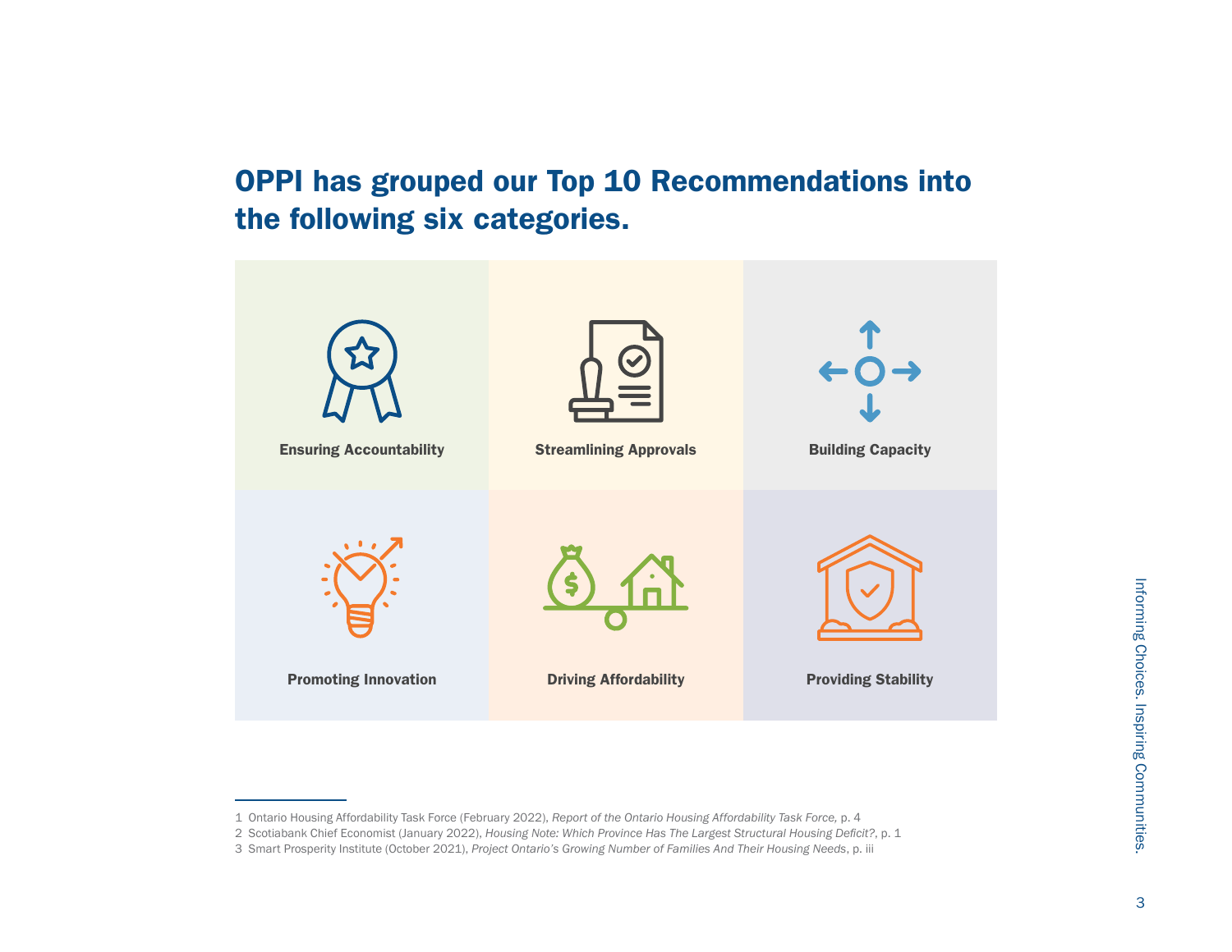## OPPI has grouped our Top 10 Recommendations into the following six categories.

- **Ensuring Accountability**
- **Streamlining Approvals**
- **Building Capacity**
- **Promoting Innovation**
- **Driving Affordability**
- **Providing Stability**

---

1 Ontario Housing Affordability Task Force (February 2022), *Report of the Ontario Housing Affordability Task Force,* p. 4

2 Scotiabank Chief Economist (January 2022), *Housing Note: Which Province Has The Largest Structural Housing Deficit?*, p. 1

3 Smart Prosperity Institute (October 2021), *Project Ontario's Growing Number of Families And Their Housing Needs*, p. iii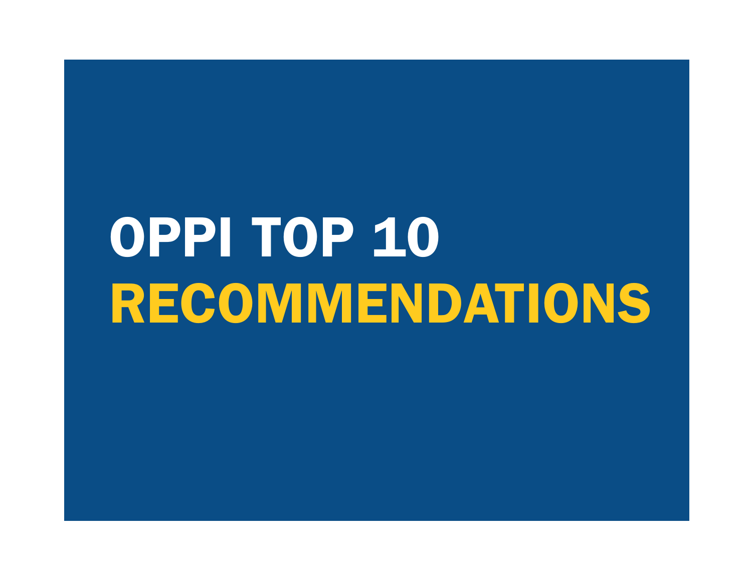# OPPI TOP 10 RECOMMENDATIONS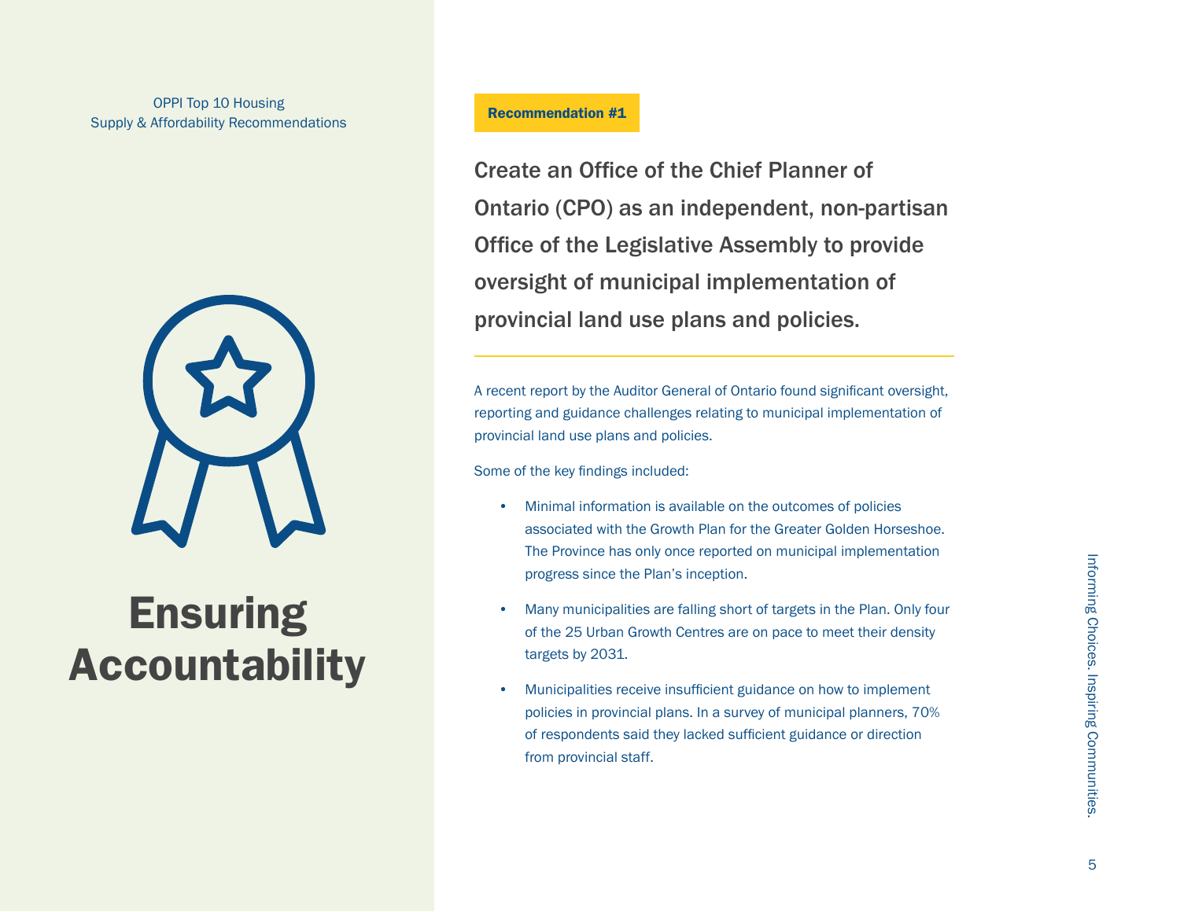OPPI Top 10 Housing Supply & Affordability Recommendations

# Ensuring Accountability

**Recommendation #1**

## Create an Office of the Chief Planner of Ontario (CPO) as an independent, non-partisan Office of the Legislative Assembly to provide oversight of municipal implementation of provincial land use plans and policies.

A recent report by the Auditor General of Ontario found significant oversight, reporting and guidance challenges relating to municipal implementation of provincial land use plans and policies.

Some of the key findings included:

- Minimal information is available on the outcomes of policies associated with the Growth Plan for the Greater Golden Horseshoe. The Province has only once reported on municipal implementation progress since the Plan's inception.
- Many municipalities are falling short of targets in the Plan. Only four of the 25 Urban Growth Centres are on pace to meet their density targets by 2031.
- Municipalities receive insufficient guidance on how to implement policies in provincial plans. In a survey of municipal planners, 70% of respondents said they lacked sufficient guidance or direction from provincial staff.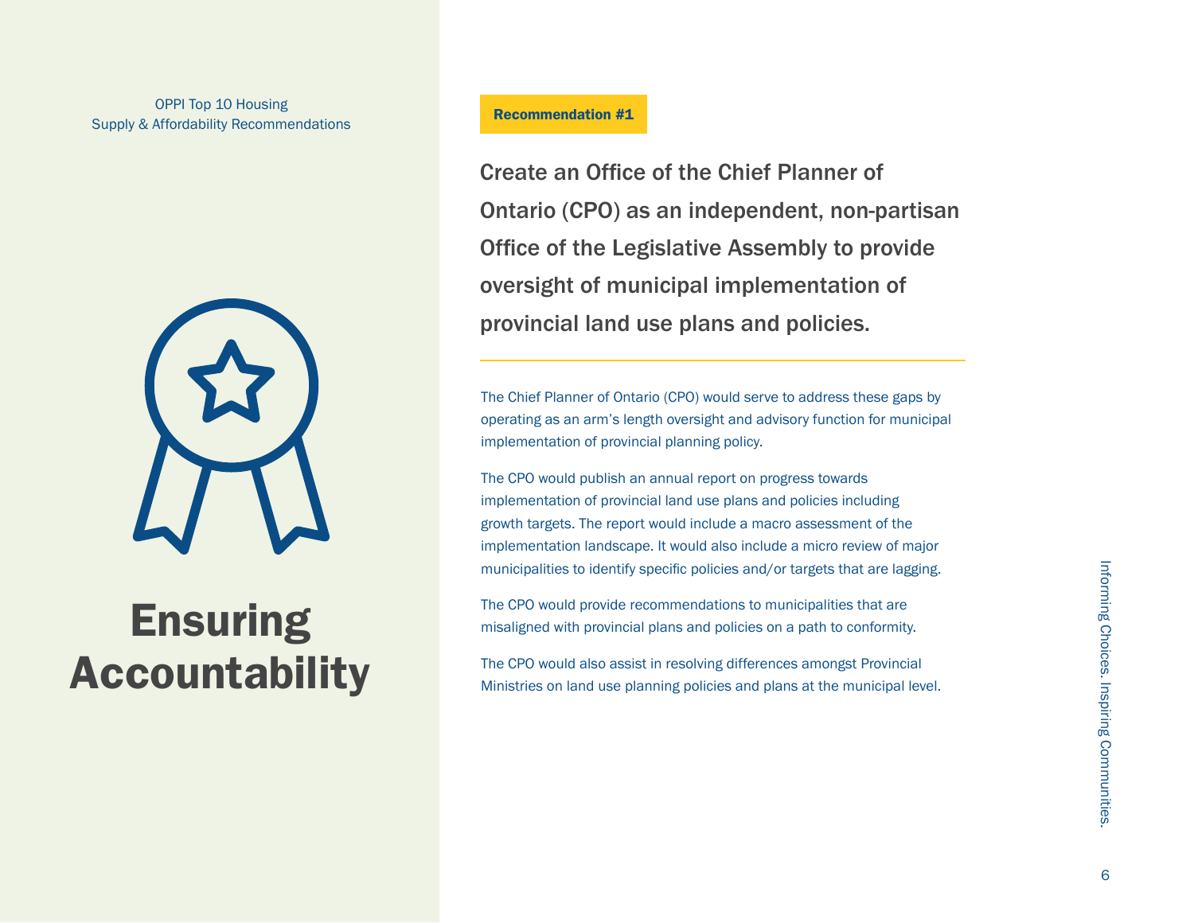OPPI Top 10 Housing Supply & Affordability Recommendations

# Ensuring Accountability

**Recommendation #1**

## Create an Office of the Chief Planner of Ontario (CPO) as an independent, non-partisan Office of the Legislative Assembly to provide oversight of municipal implementation of provincial land use plans and policies.

The Chief Planner of Ontario (CPO) would serve to address these gaps by operating as an arm's length oversight and advisory function for municipal implementation of provincial planning policy.

The CPO would publish an annual report on progress towards implementation of provincial land use plans and policies including growth targets. The report would include a macro assessment of the implementation landscape. It would also include a micro review of major municipalities to identify specific policies and/or targets that are lagging.

The CPO would provide recommendations to municipalities that are misaligned with provincial plans and policies on a path to conformity.

The CPO would also assist in resolving differences amongst Provincial Ministries on land use planning policies and plans at the municipal level.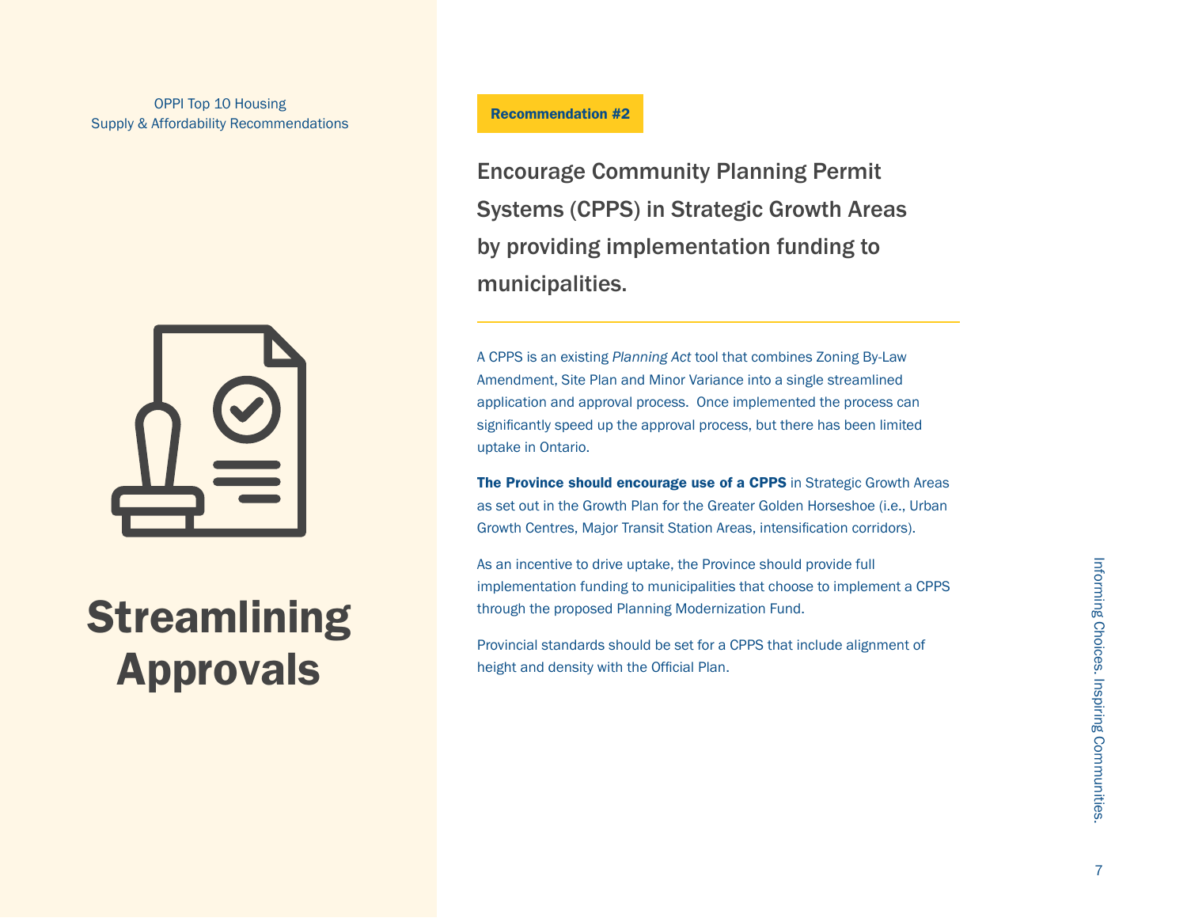# Streamlining Approvals

**Recommendation #2**

## Encourage Community Planning Permit Systems (CPPS) in Strategic Growth Areas by providing implementation funding to municipalities.

A CPPS is an existing *Planning Act* tool that combines Zoning By-Law Amendment, Site Plan and Minor Variance into a single streamlined application and approval process. Once implemented the process can significantly speed up the approval process, but there has been limited uptake in Ontario.

**The Province should encourage use of a CPPS** in Strategic Growth Areas as set out in the Growth Plan for the Greater Golden Horseshoe (i.e., Urban Growth Centres, Major Transit Station Areas, intensification corridors).

As an incentive to drive uptake, the Province should provide full implementation funding to municipalities that choose to implement a CPPS through the proposed Planning Modernization Fund.

Provincial standards should be set for a CPPS that include alignment of height and density with the Official Plan.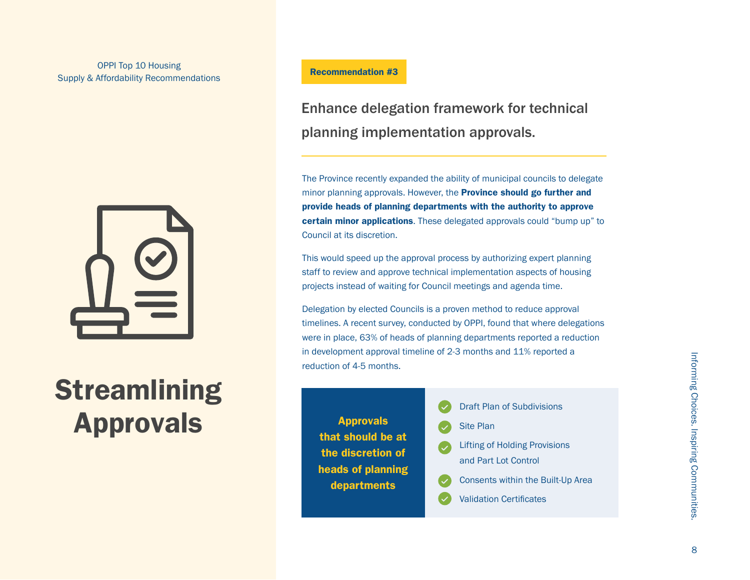OPPI Top 10 Housing Supply & Affordability Recommendations

# Streamlining Approvals

**Recommendation #3**

## Enhance delegation framework for technical planning implementation approvals.

The Province recently expanded the ability of municipal councils to delegate minor planning approvals. However, the **Province should go further and provide heads of planning departments with the authority to approve certain minor applications**. These delegated approvals could “bump up” to Council at its discretion.

This would speed up the approval process by authorizing expert planning staff to review and approve technical implementation aspects of housing projects instead of waiting for Council meetings and agenda time.

Delegation by elected Councils is a proven method to reduce approval timelines. A recent survey, conducted by OPPI, found that where delegations were in place, 63% of heads of planning departments reported a reduction in development approval timeline of 2-3 months and 11% reported a reduction of 4-5 months.

**Approvals that should be at the discretion of heads of planning departments**

- Draft Plan of Subdivisions
- Site Plan
- Lifting of Holding Provisions and Part Lot Control
- Consents within the Built-Up Area
- Validation Certificates

Informing Choices. Inspiring Communities.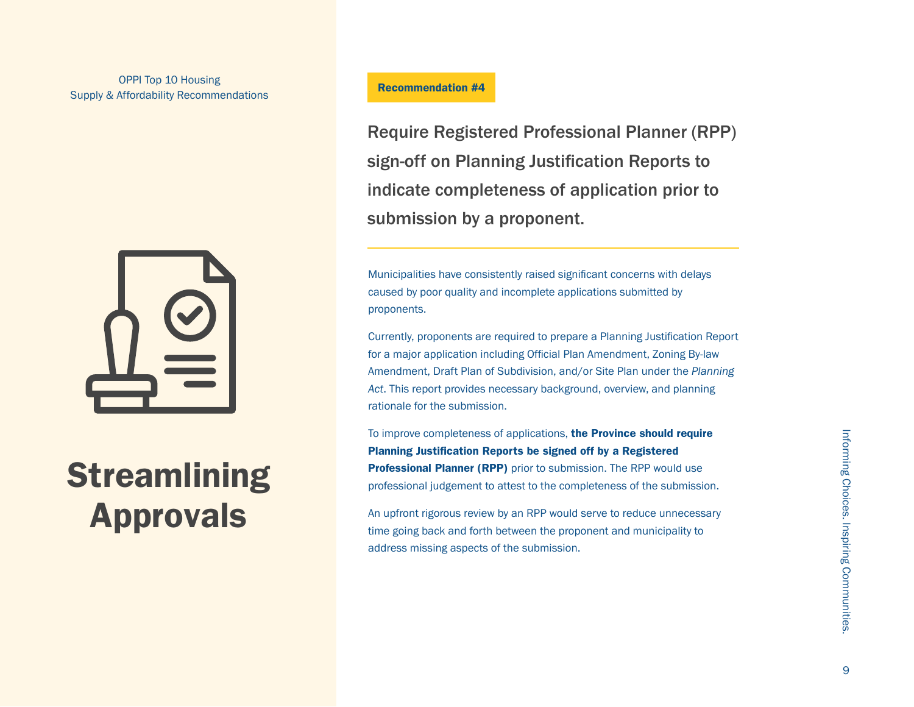# Streamlining Approvals

**Recommendation #4**

## Require Registered Professional Planner (RPP) sign-off on Planning Justification Reports to indicate completeness of application prior to submission by a proponent.

Municipalities have consistently raised significant concerns with delays caused by poor quality and incomplete applications submitted by proponents.

Currently, proponents are required to prepare a Planning Justification Report for a major application including Official Plan Amendment, Zoning By-law Amendment, Draft Plan of Subdivision, and/or Site Plan under the *Planning Act*. This report provides necessary background, overview, and planning rationale for the submission.

To improve completeness of applications, **the Province should require Planning Justification Reports be signed off by a Registered Professional Planner (RPP)** prior to submission. The RPP would use professional judgement to attest to the completeness of the submission.

An upfront rigorous review by an RPP would serve to reduce unnecessary time going back and forth between the proponent and municipality to address missing aspects of the submission.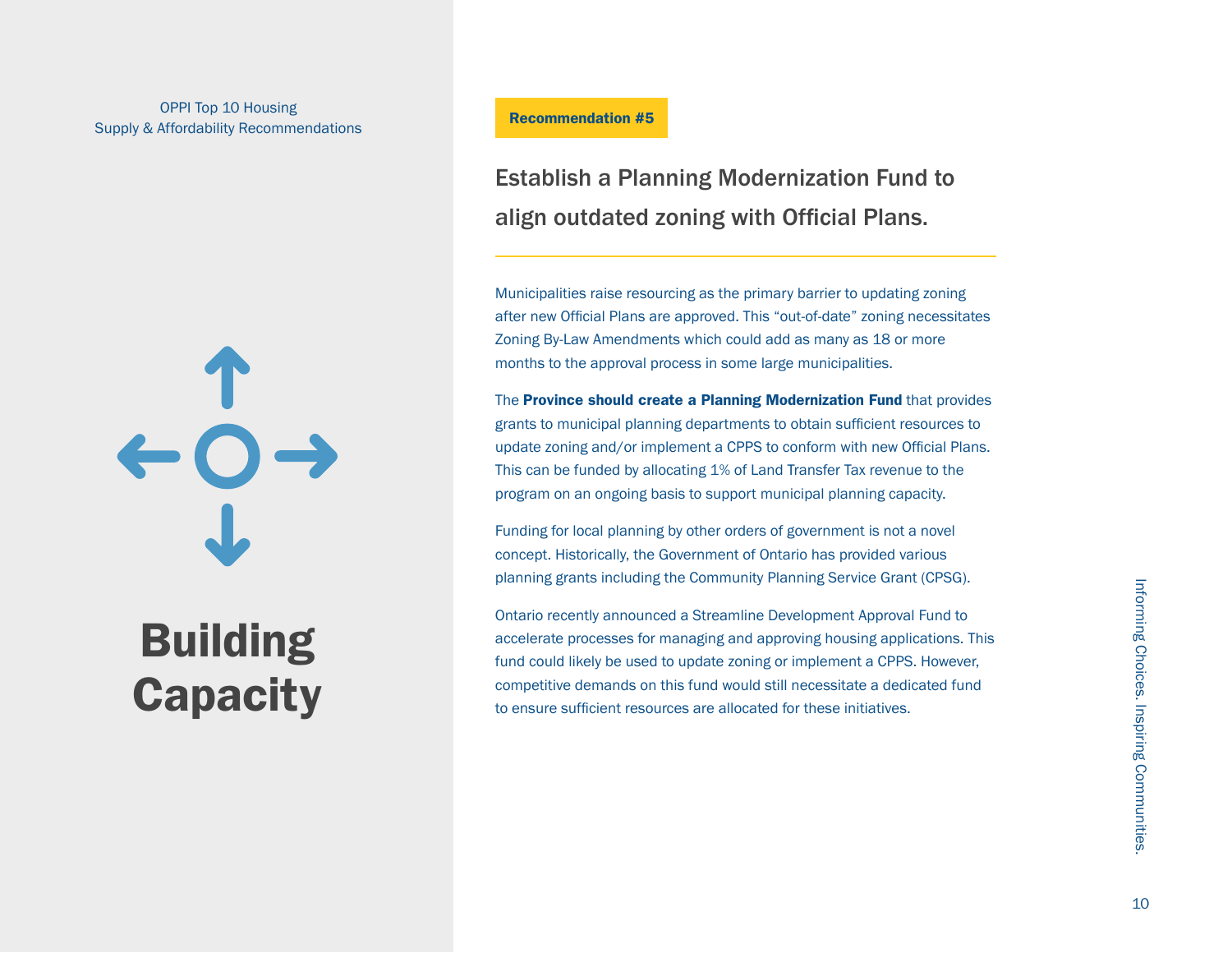# Building Capacity

**Recommendation #5**

## Establish a Planning Modernization Fund to align outdated zoning with Official Plans.

Municipalities raise resourcing as the primary barrier to updating zoning after new Official Plans are approved. This "out-of-date" zoning necessitates Zoning By-Law Amendments which could add as many as 18 or more months to the approval process in some large municipalities.

The **Province should create a Planning Modernization Fund** that provides grants to municipal planning departments to obtain sufficient resources to update zoning and/or implement a CPPS to conform with new Official Plans. This can be funded by allocating 1% of Land Transfer Tax revenue to the program on an ongoing basis to support municipal planning capacity.

Funding for local planning by other orders of government is not a novel concept. Historically, the Government of Ontario has provided various planning grants including the Community Planning Service Grant (CPSG).

Ontario recently announced a Streamline Development Approval Fund to accelerate processes for managing and approving housing applications. This fund could likely be used to update zoning or implement a CPPS. However, competitive demands on this fund would still necessitate a dedicated fund to ensure sufficient resources are allocated for these initiatives.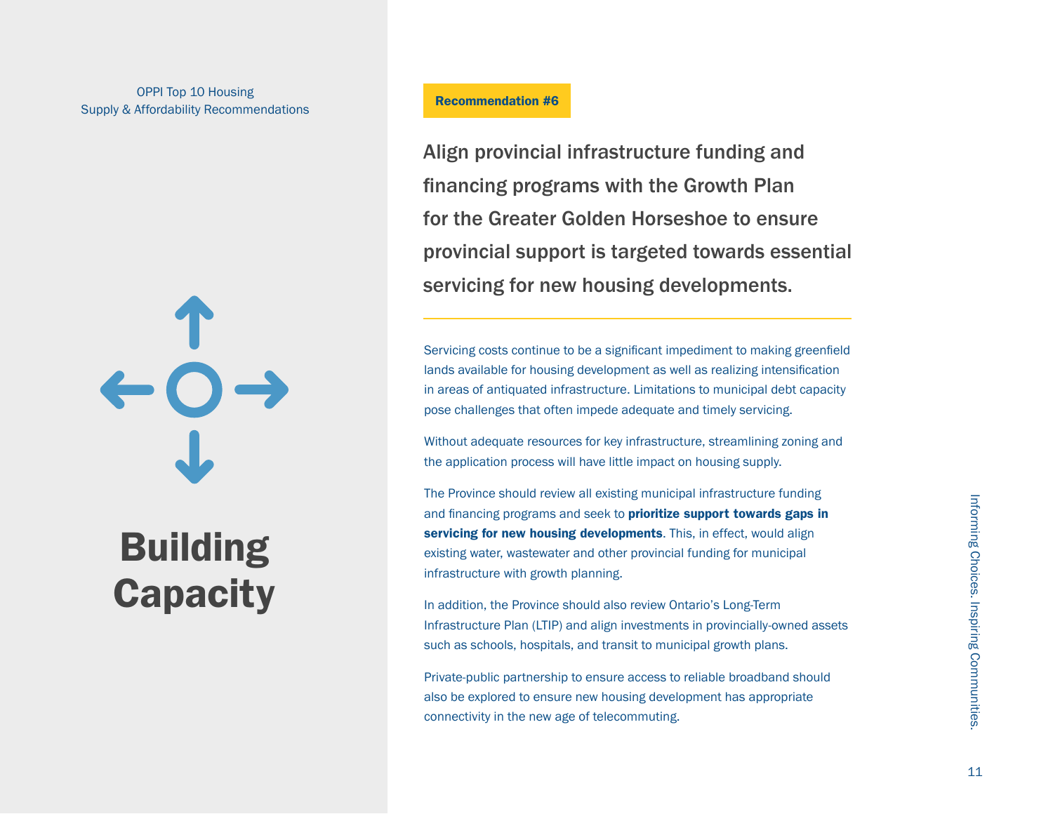OPPI Top 10 Housing Supply & Affordability Recommendations

# Building Capacity

**Recommendation #6**

## Align provincial infrastructure funding and financing programs with the Growth Plan for the Greater Golden Horseshoe to ensure provincial support is targeted towards essential servicing for new housing developments.

Servicing costs continue to be a significant impediment to making greenfield lands available for housing development as well as realizing intensification in areas of antiquated infrastructure. Limitations to municipal debt capacity pose challenges that often impede adequate and timely servicing.

Without adequate resources for key infrastructure, streamlining zoning and the application process will have little impact on housing supply.

The Province should review all existing municipal infrastructure funding and financing programs and seek to **prioritize support towards gaps in servicing for new housing developments**. This, in effect, would align existing water, wastewater and other provincial funding for municipal infrastructure with growth planning.

In addition, the Province should also review Ontario's Long-Term Infrastructure Plan (LTIP) and align investments in provincially-owned assets such as schools, hospitals, and transit to municipal growth plans.

Private-public partnership to ensure access to reliable broadband should also be explored to ensure new housing development has appropriate connectivity in the new age of telecommuting.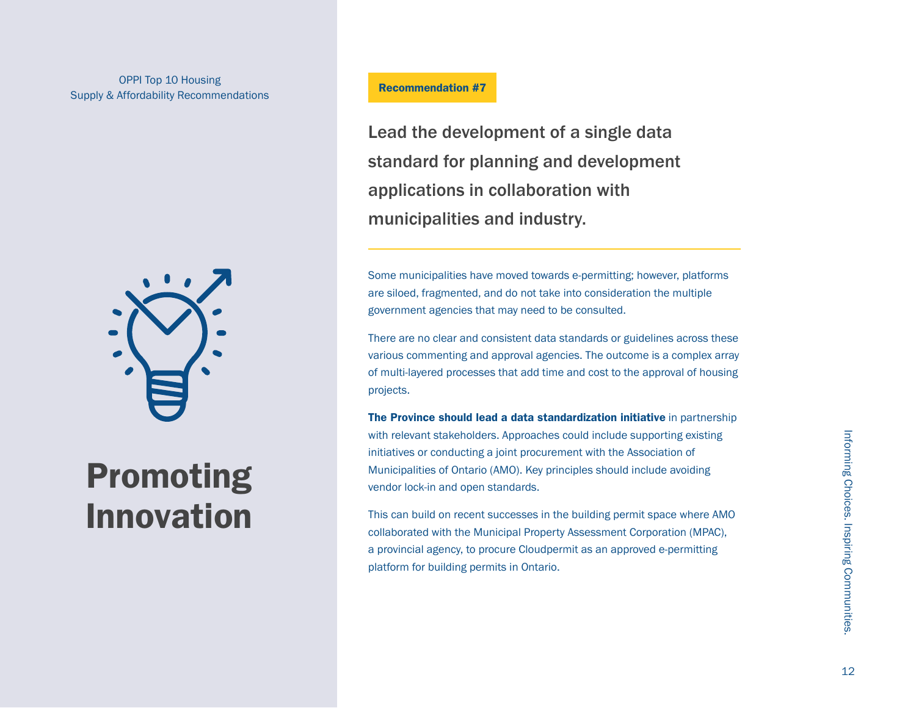# Promoting Innovation

**Recommendation #7**

## Lead the development of a single data standard for planning and development applications in collaboration with municipalities and industry.

Some municipalities have moved towards e-permitting; however, platforms are siloed, fragmented, and do not take into consideration the multiple government agencies that may need to be consulted.

There are no clear and consistent data standards or guidelines across these various commenting and approval agencies. The outcome is a complex array of multi-layered processes that add time and cost to the approval of housing projects.

**The Province should lead a data standardization initiative** in partnership with relevant stakeholders. Approaches could include supporting existing initiatives or conducting a joint procurement with the Association of Municipalities of Ontario (AMO). Key principles should include avoiding vendor lock-in and open standards.

This can build on recent successes in the building permit space where AMO collaborated with the Municipal Property Assessment Corporation (MPAC), a provincial agency, to procure Cloudpermit as an approved e-permitting platform for building permits in Ontario.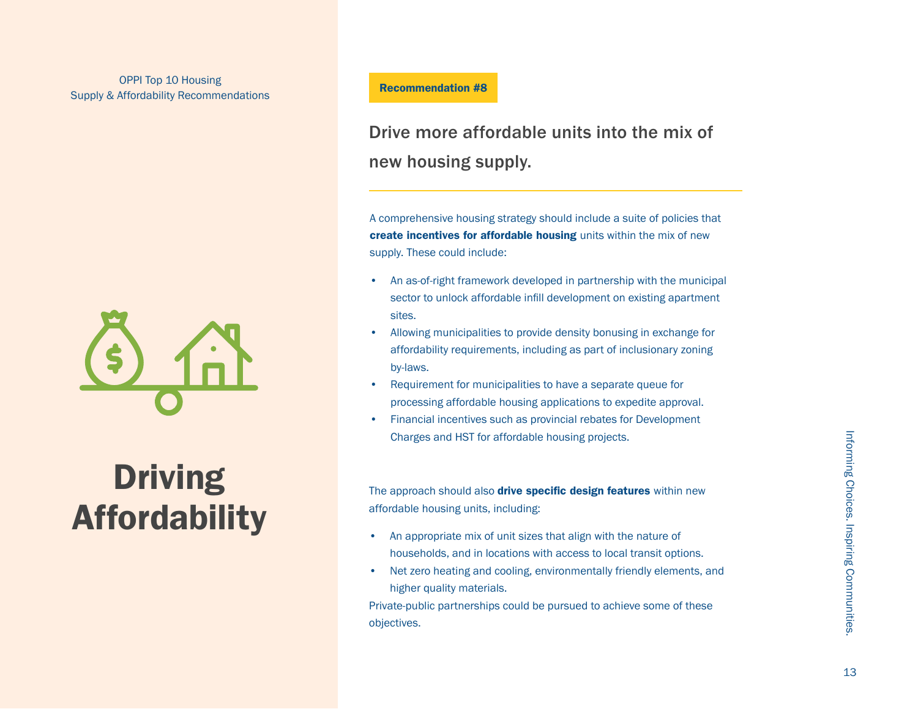# Driving Affordability

Recommendation #8

## Drive more affordable units into the mix of new housing supply.

A comprehensive housing strategy should include a suite of policies that **create incentives for affordable housing** units within the mix of new supply. These could include:

- An as-of-right framework developed in partnership with the municipal sector to unlock affordable infill development on existing apartment sites.
- Allowing municipalities to provide density bonusing in exchange for affordability requirements, including as part of inclusionary zoning by-laws.
- Requirement for municipalities to have a separate queue for processing affordable housing applications to expedite approval.
- Financial incentives such as provincial rebates for Development Charges and HST for affordable housing projects.

The approach should also **drive specific design features** within new affordable housing units, including:

- An appropriate mix of unit sizes that align with the nature of households, and in locations with access to local transit options.
- Net zero heating and cooling, environmentally friendly elements, and higher quality materials.

Private-public partnerships could be pursued to achieve some of these objectives.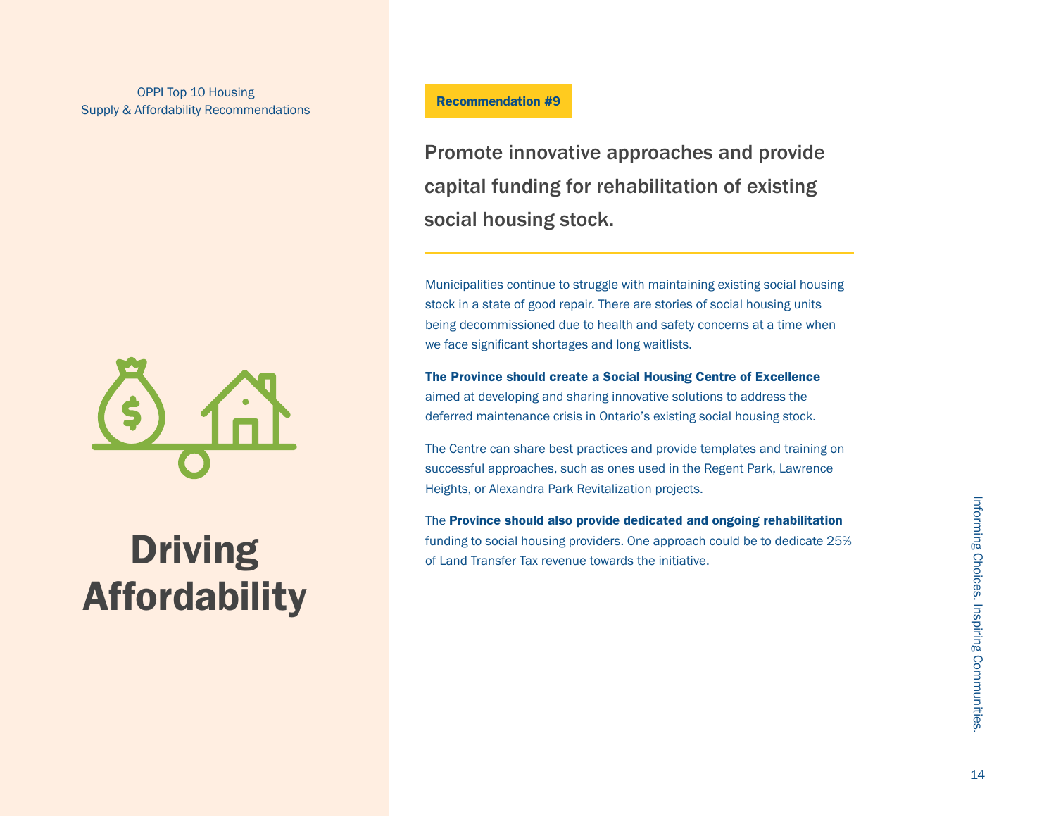# Driving Affordability

**Recommendation #9**

## Promote innovative approaches and provide capital funding for rehabilitation of existing social housing stock.

Municipalities continue to struggle with maintaining existing social housing stock in a state of good repair. There are stories of social housing units being decommissioned due to health and safety concerns at a time when we face significant shortages and long waitlists.

**The Province should create a Social Housing Centre of Excellence** aimed at developing and sharing innovative solutions to address the deferred maintenance crisis in Ontario's existing social housing stock.

The Centre can share best practices and provide templates and training on successful approaches, such as ones used in the Regent Park, Lawrence Heights, or Alexandra Park Revitalization projects.

The **Province should also provide dedicated and ongoing rehabilitation** funding to social housing providers. One approach could be to dedicate 25% of Land Transfer Tax revenue towards the initiative.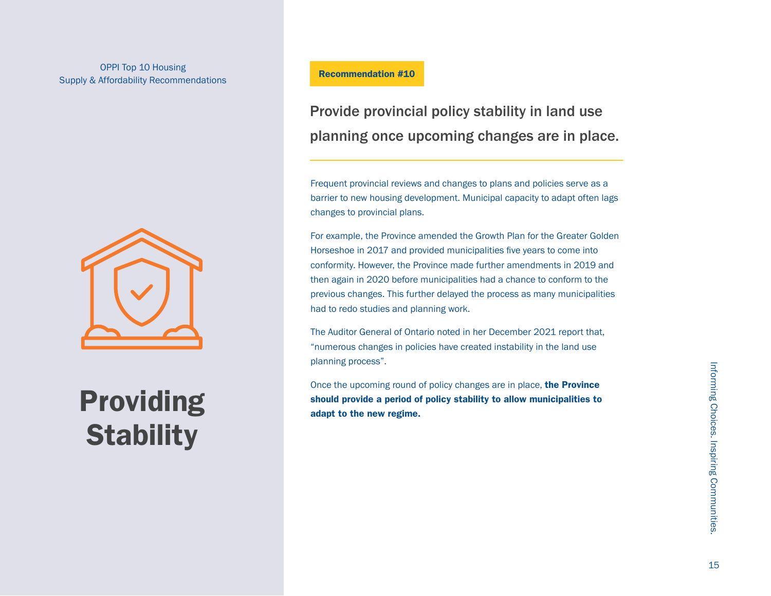# Providing Stability

**Recommendation #10**

## Provide provincial policy stability in land use planning once upcoming changes are in place.

Frequent provincial reviews and changes to plans and policies serve as a barrier to new housing development. Municipal capacity to adapt often lags changes to provincial plans.

For example, the Province amended the Growth Plan for the Greater Golden Horseshoe in 2017 and provided municipalities five years to come into conformity. However, the Province made further amendments in 2019 and then again in 2020 before municipalities had a chance to conform to the previous changes. This further delayed the process as many municipalities had to redo studies and planning work.

The Auditor General of Ontario noted in her December 2021 report that, "numerous changes in policies have created instability in the land use planning process".

Once the upcoming round of policy changes are in place, **the Province should provide a period of policy stability to allow municipalities to adapt to the new regime.**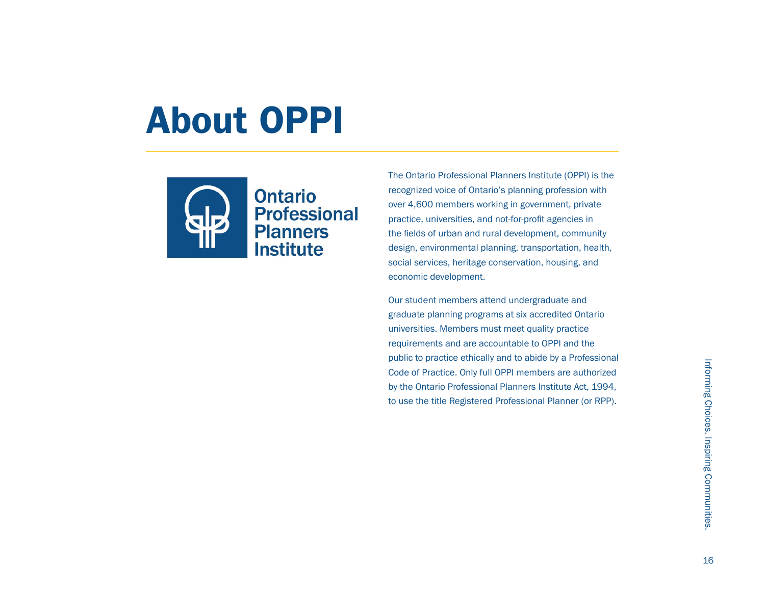# About OPPI

Ontario Professional Planners Institute

The Ontario Professional Planners Institute (OPPI) is the recognized voice of Ontario's planning profession with over 4,600 members working in government, private practice, universities, and not-for-profit agencies in the fields of urban and rural development, community design, environmental planning, transportation, health, social services, heritage conservation, housing, and economic development.

Our student members attend undergraduate and graduate planning programs at six accredited Ontario universities. Members must meet quality practice requirements and are accountable to OPPI and the public to practice ethically and to abide by a Professional Code of Practice. Only full OPPI members are authorized by the Ontario Professional Planners Institute Act, 1994, to use the title Registered Professional Planner (or RPP).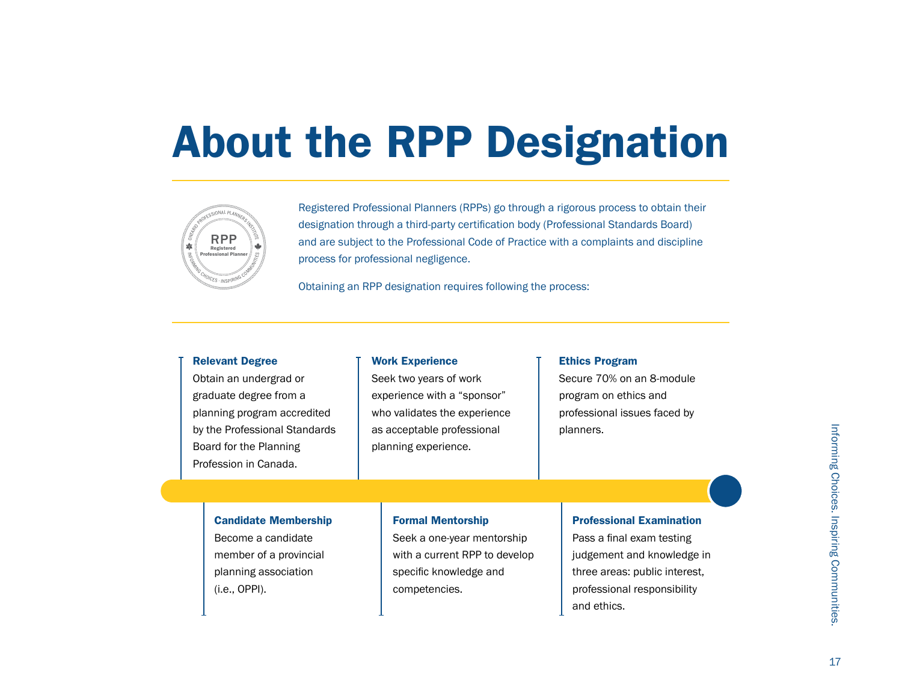# About the RPP Designation

Registered Professional Planners (RPPs) go through a rigorous process to obtain their designation through a third-party certification body (Professional Standards Board) and are subject to the Professional Code of Practice with a complaints and discipline process for professional negligence.

Obtaining an RPP designation requires following the process:

**Relevant Degree**
Obtain an undergrad or graduate degree from a planning program accredited by the Professional Standards Board for the Planning Profession in Canada.

**Candidate Membership**
Become a candidate member of a provincial planning association (i.e., OPPI).

**Work Experience**
Seek two years of work experience with a "sponsor" who validates the experience as acceptable professional planning experience.

**Formal Mentorship**
Seek a one-year mentorship with a current RPP to develop specific knowledge and competencies.

**Ethics Program**
Secure 70% on an 8-module program on ethics and professional issues faced by planners.

**Professional Examination**
Pass a final exam testing judgement and knowledge in three areas: public interest, professional responsibility and ethics.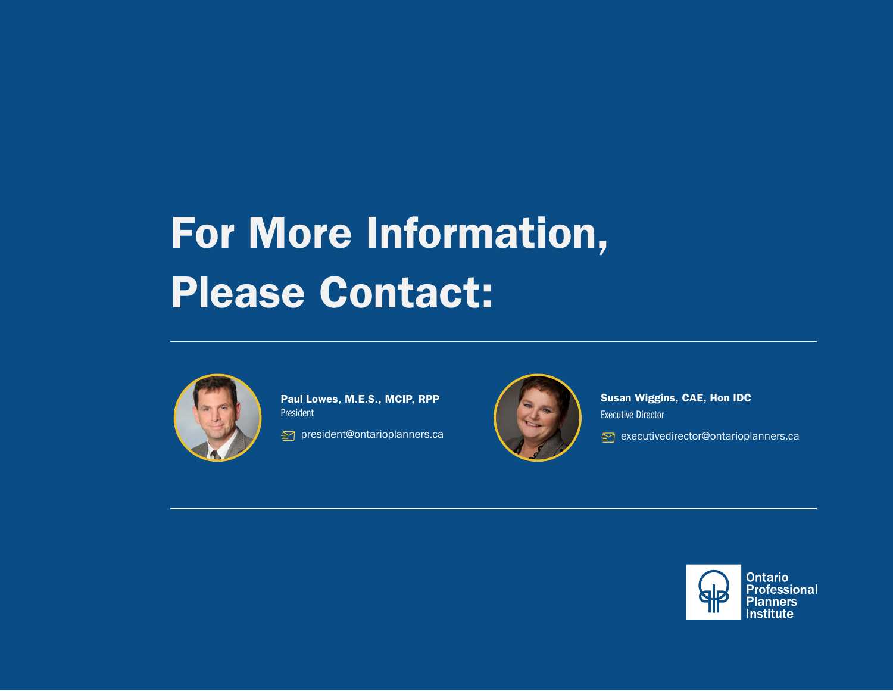# For More Information, Please Contact:

**Paul Lowes, M.E.S., MCIP, RPP**
President
president@ontarioplanners.ca

**Susan Wiggins, CAE, Hon IDC**
Executive Director
executivedirector@ontarioplanners.ca

Ontario Professional Planners Institute